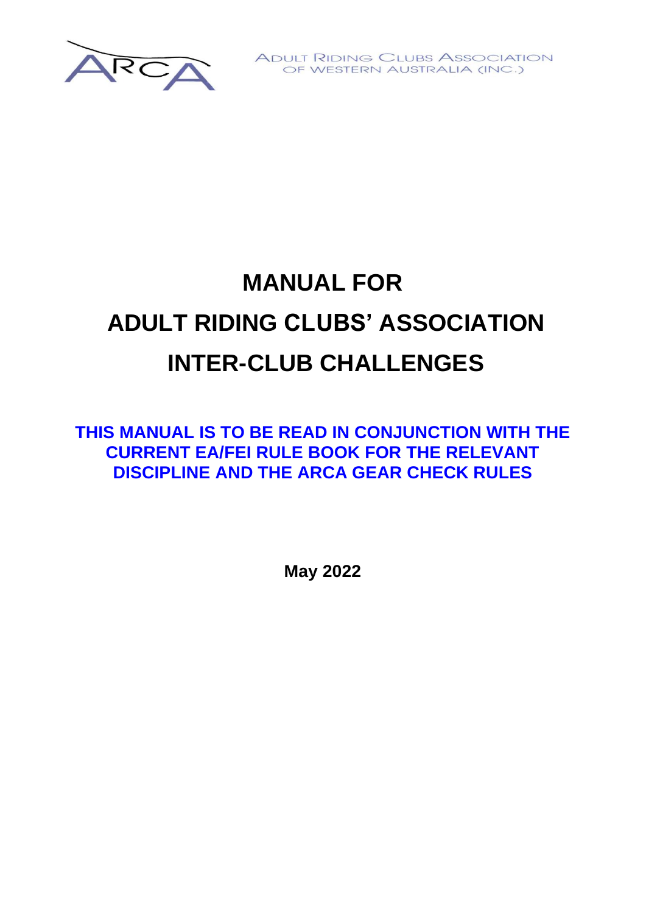ADULT RIDING CLUBS ASSOCIATION OF WESTERN AUSTRALIA (INC.)

# MANUAL FOR ADULT RIDING CLUBS' ASSOCIATION INTER-CLUB CHALLENGES

**THIS MANUAL IS TO BE READ IN CONJUNCTION WITH THE CURRENT EA/FEI RULE BOOK FOR THE RELEVANT DISCIPLINE AND THE ARCA GEAR CHECK RULES**

**May 2022**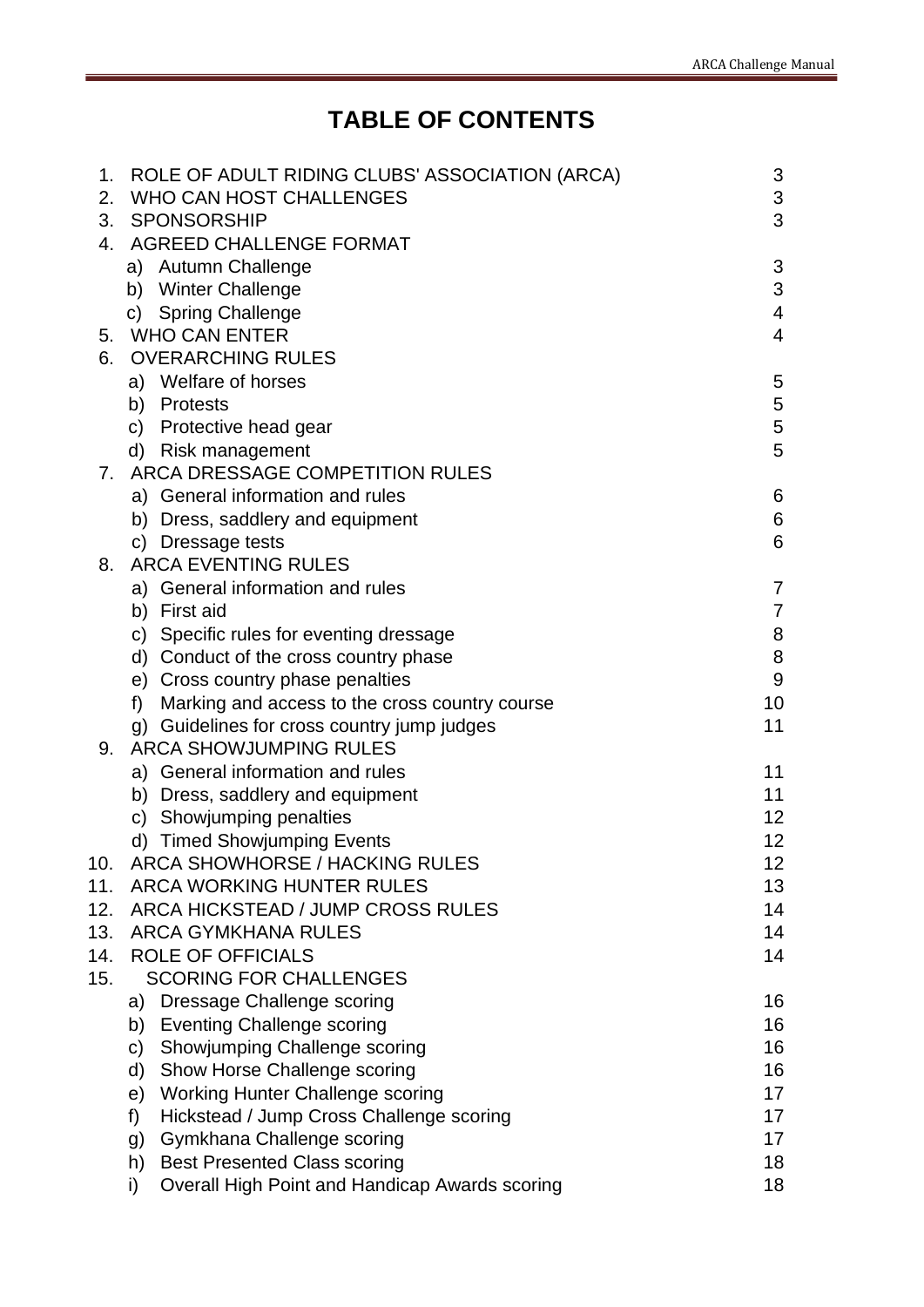# TABLE OF CONTENTS

| | | |
|---|---|---|
| 1. | ROLE OF ADULT RIDING CLUBS' ASSOCIATION (ARCA) | 3 |
| 2. | WHO CAN HOST CHALLENGES | 3 |
| 3. | SPONSORSHIP | 3 |
| 4. | AGREED CHALLENGE FORMAT | |
| | a) Autumn Challenge | 3 |
| | b) Winter Challenge | 3 |
| | c) Spring Challenge | 4 |
| 5. | WHO CAN ENTER | 4 |
| 6. | OVERARCHING RULES | |
| | a) Welfare of horses | 5 |
| | b) Protests | 5 |
| | c) Protective head gear | 5 |
| | d) Risk management | 5 |
| 7. | ARCA DRESSAGE COMPETITION RULES | |
| | a) General information and rules | 6 |
| | b) Dress, saddlery and equipment | 6 |
| | c) Dressage tests | 6 |
| 8. | ARCA EVENTING RULES | |
| | a) General information and rules | 7 |
| | b) First aid | 7 |
| | c) Specific rules for eventing dressage | 8 |
| | d) Conduct of the cross country phase | 8 |
| | e) Cross country phase penalties | 9 |
| | f) Marking and access to the cross country course | 10 |
| | g) Guidelines for cross country jump judges | 11 |
| 9. | ARCA SHOWJUMPING RULES | |
| | a) General information and rules | 11 |
| | b) Dress, saddlery and equipment | 11 |
| | c) Showjumping penalties | 12 |
| | d) Timed Showjumping Events | 12 |
| 10. | ARCA SHOWHORSE / HACKING RULES | 12 |
| 11. | ARCA WORKING HUNTER RULES | 13 |
| 12. | ARCA HICKSTEAD / JUMP CROSS RULES | 14 |
| 13. | ARCA GYMKHANA RULES | 14 |
| 14. | ROLE OF OFFICIALS | 14 |
| 15. | SCORING FOR CHALLENGES | |
| | a) Dressage Challenge scoring | 16 |
| | b) Eventing Challenge scoring | 16 |
| | c) Showjumping Challenge scoring | 16 |
| | d) Show Horse Challenge scoring | 16 |
| | e) Working Hunter Challenge scoring | 17 |
| | f) Hickstead / Jump Cross Challenge scoring | 17 |
| | g) Gymkhana Challenge scoring | 17 |
| | h) Best Presented Class scoring | 18 |
| | i) Overall High Point and Handicap Awards scoring | 18 |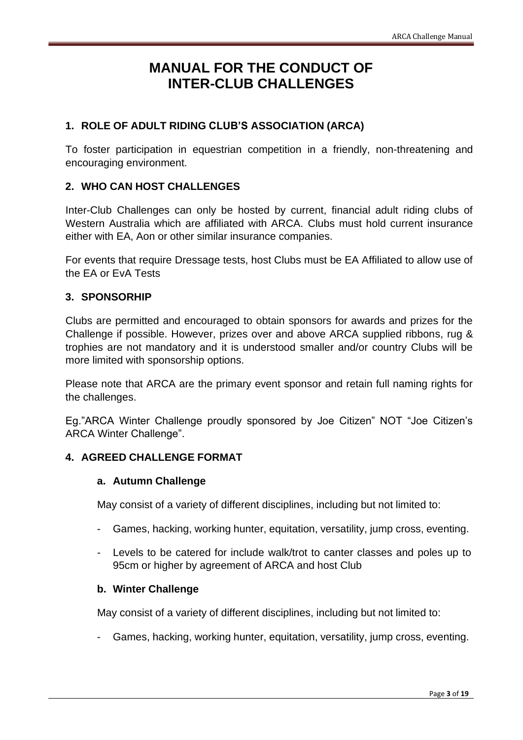# MANUAL FOR THE CONDUCT OF INTER-CLUB CHALLENGES

## 1. ROLE OF ADULT RIDING CLUB'S ASSOCIATION (ARCA)

To foster participation in equestrian competition in a friendly, non-threatening and encouraging environment.

## 2. WHO CAN HOST CHALLENGES

Inter-Club Challenges can only be hosted by current, financial adult riding clubs of Western Australia which are affiliated with ARCA. Clubs must hold current insurance either with EA, Aon or other similar insurance companies.

For events that require Dressage tests, host Clubs must be EA Affiliated to allow use of the EA or EvA Tests

## 3. SPONSORHIP

Clubs are permitted and encouraged to obtain sponsors for awards and prizes for the Challenge if possible. However, prizes over and above ARCA supplied ribbons, rug & trophies are not mandatory and it is understood smaller and/or country Clubs will be more limited with sponsorship options.

Please note that ARCA are the primary event sponsor and retain full naming rights for the challenges.

Eg."ARCA Winter Challenge proudly sponsored by Joe Citizen" NOT "Joe Citizen's ARCA Winter Challenge".

## 4. AGREED CHALLENGE FORMAT

### a. Autumn Challenge

May consist of a variety of different disciplines, including but not limited to:

- Games, hacking, working hunter, equitation, versatility, jump cross, eventing.
- Levels to be catered for include walk/trot to canter classes and poles up to 95cm or higher by agreement of ARCA and host Club

### b. Winter Challenge

May consist of a variety of different disciplines, including but not limited to:

- Games, hacking, working hunter, equitation, versatility, jump cross, eventing.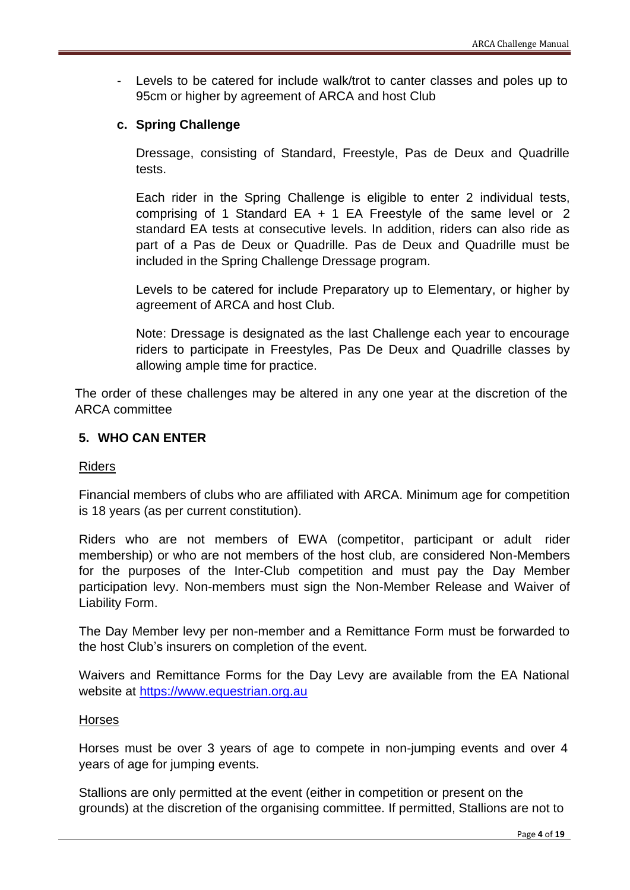- Levels to be catered for include walk/trot to canter classes and poles up to 95cm or higher by agreement of ARCA and host Club

**c. Spring Challenge**

Dressage, consisting of Standard, Freestyle, Pas de Deux and Quadrille tests.

Each rider in the Spring Challenge is eligible to enter 2 individual tests, comprising of 1 Standard EA + 1 EA Freestyle of the same level or 2 standard EA tests at consecutive levels. In addition, riders can also ride as part of a Pas de Deux or Quadrille. Pas de Deux and Quadrille must be included in the Spring Challenge Dressage program.

Levels to be catered for include Preparatory up to Elementary, or higher by agreement of ARCA and host Club.

Note: Dressage is designated as the last Challenge each year to encourage riders to participate in Freestyles, Pas De Deux and Quadrille classes by allowing ample time for practice.

The order of these challenges may be altered in any one year at the discretion of the ARCA committee

## 5. WHO CAN ENTER

Riders

Financial members of clubs who are affiliated with ARCA. Minimum age for competition is 18 years (as per current constitution).

Riders who are not members of EWA (competitor, participant or adult rider membership) or who are not members of the host club, are considered Non-Members for the purposes of the Inter-Club competition and must pay the Day Member participation levy. Non-members must sign the Non-Member Release and Waiver of Liability Form.

The Day Member levy per non-member and a Remittance Form must be forwarded to the host Club's insurers on completion of the event.

Waivers and Remittance Forms for the Day Levy are available from the EA National website at https://www.equestrian.org.au

Horses

Horses must be over 3 years of age to compete in non-jumping events and over 4 years of age for jumping events.

Stallions are only permitted at the event (either in competition or present on the grounds) at the discretion of the organising committee. If permitted, Stallions are not to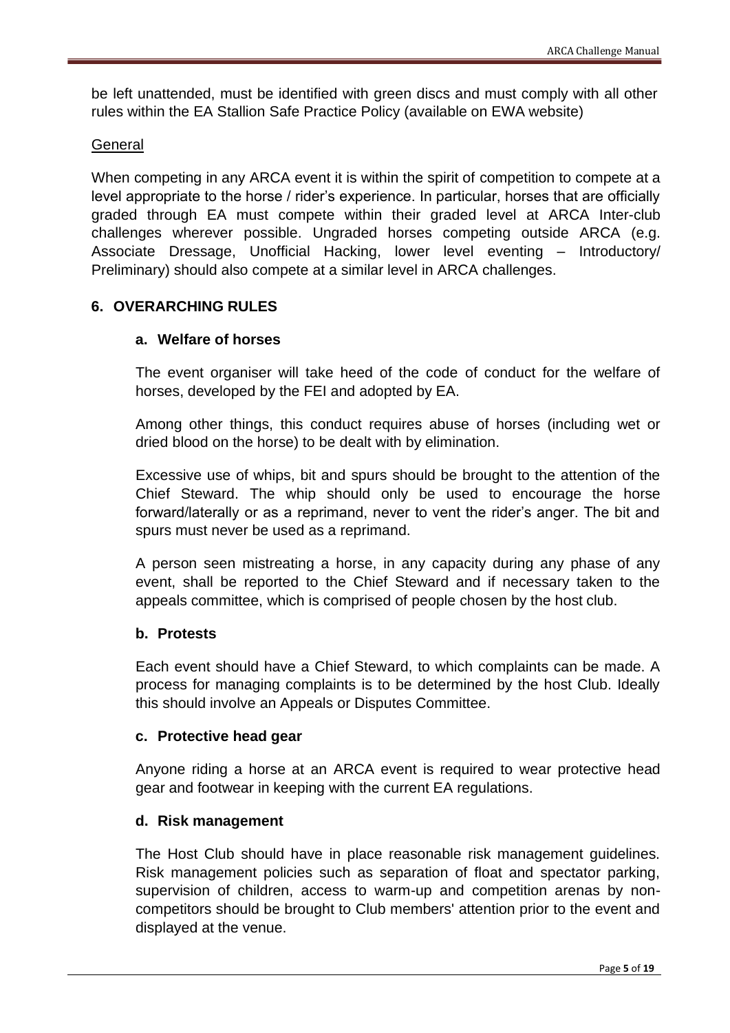be left unattended, must be identified with green discs and must comply with all other rules within the EA Stallion Safe Practice Policy (available on EWA website)

General

When competing in any ARCA event it is within the spirit of competition to compete at a level appropriate to the horse / rider's experience. In particular, horses that are officially graded through EA must compete within their graded level at ARCA Inter-club challenges wherever possible. Ungraded horses competing outside ARCA (e.g. Associate Dressage, Unofficial Hacking, lower level eventing – Introductory/ Preliminary) should also compete at a similar level in ARCA challenges.

## 6. OVERARCHING RULES

### a. Welfare of horses

The event organiser will take heed of the code of conduct for the welfare of horses, developed by the FEI and adopted by EA.

Among other things, this conduct requires abuse of horses (including wet or dried blood on the horse) to be dealt with by elimination.

Excessive use of whips, bit and spurs should be brought to the attention of the Chief Steward. The whip should only be used to encourage the horse forward/laterally or as a reprimand, never to vent the rider's anger. The bit and spurs must never be used as a reprimand.

A person seen mistreating a horse, in any capacity during any phase of any event, shall be reported to the Chief Steward and if necessary taken to the appeals committee, which is comprised of people chosen by the host club.

### b. Protests

Each event should have a Chief Steward, to which complaints can be made. A process for managing complaints is to be determined by the host Club. Ideally this should involve an Appeals or Disputes Committee.

### c. Protective head gear

Anyone riding a horse at an ARCA event is required to wear protective head gear and footwear in keeping with the current EA regulations.

### d. Risk management

The Host Club should have in place reasonable risk management guidelines. Risk management policies such as separation of float and spectator parking, supervision of children, access to warm-up and competition arenas by non-competitors should be brought to Club members' attention prior to the event and displayed at the venue.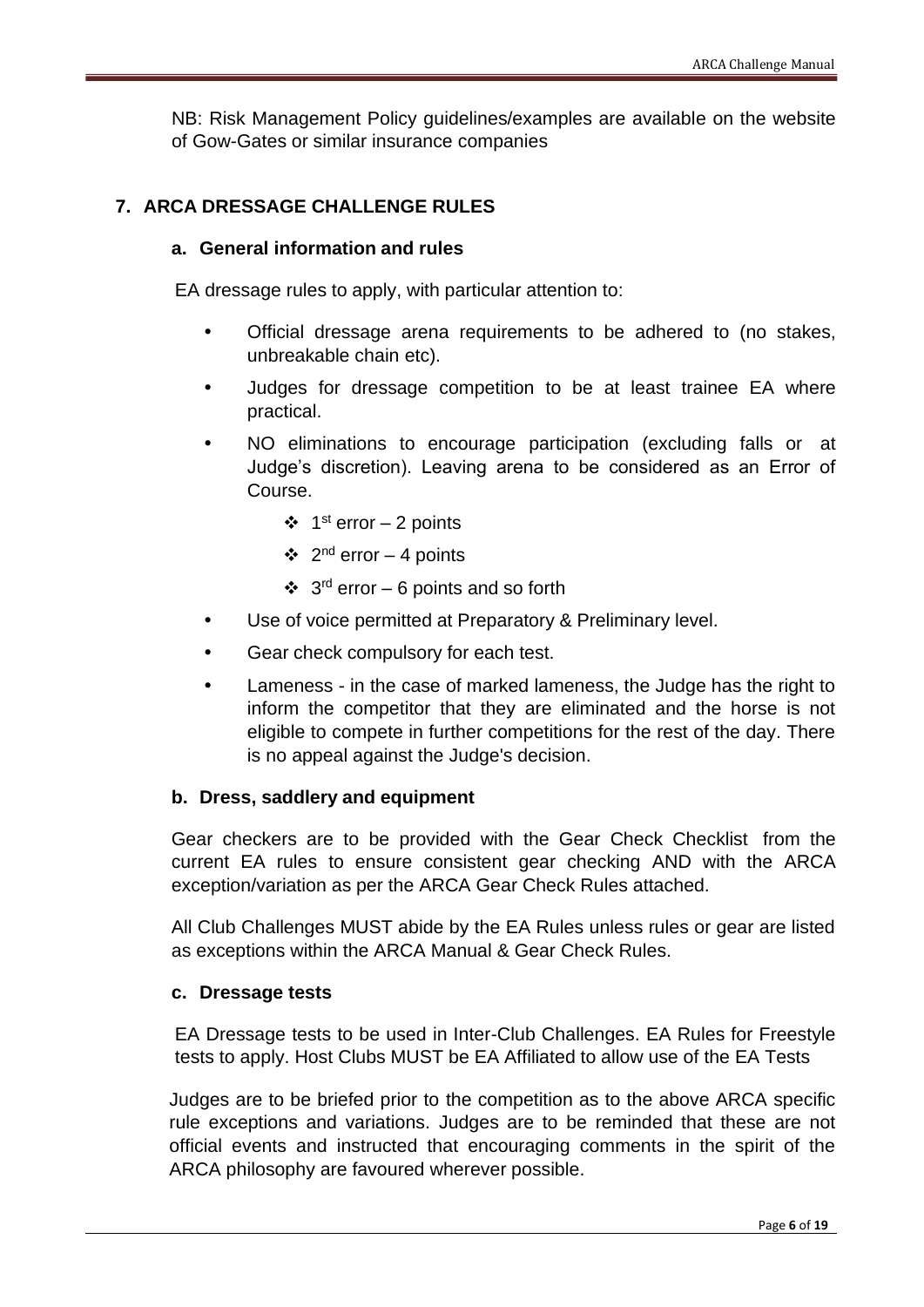NB: Risk Management Policy guidelines/examples are available on the website of Gow-Gates or similar insurance companies

## 7. ARCA DRESSAGE CHALLENGE RULES

### a. General information and rules

EA dressage rules to apply, with particular attention to:

- Official dressage arena requirements to be adhered to (no stakes, unbreakable chain etc).
- Judges for dressage competition to be at least trainee EA where practical.
- NO eliminations to encourage participation (excluding falls or at Judge's discretion). Leaving arena to be considered as an Error of Course.
  - 1st error – 2 points
  - 2nd error – 4 points
  - 3rd error – 6 points and so forth
- Use of voice permitted at Preparatory & Preliminary level.
- Gear check compulsory for each test.
- Lameness - in the case of marked lameness, the Judge has the right to inform the competitor that they are eliminated and the horse is not eligible to compete in further competitions for the rest of the day. There is no appeal against the Judge's decision.

### b. Dress, saddlery and equipment

Gear checkers are to be provided with the Gear Check Checklist from the current EA rules to ensure consistent gear checking AND with the ARCA exception/variation as per the ARCA Gear Check Rules attached.

All Club Challenges MUST abide by the EA Rules unless rules or gear are listed as exceptions within the ARCA Manual & Gear Check Rules.

### c. Dressage tests

EA Dressage tests to be used in Inter-Club Challenges. EA Rules for Freestyle tests to apply. Host Clubs MUST be EA Affiliated to allow use of the EA Tests

Judges are to be briefed prior to the competition as to the above ARCA specific rule exceptions and variations. Judges are to be reminded that these are not official events and instructed that encouraging comments in the spirit of the ARCA philosophy are favoured wherever possible.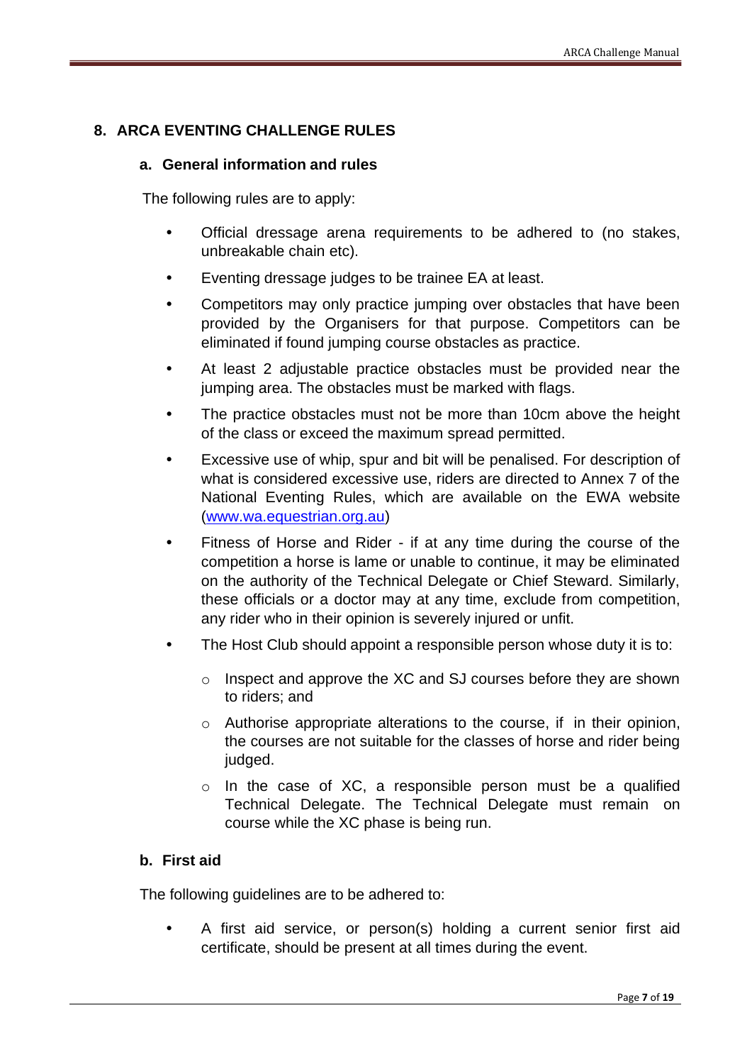## 8. ARCA EVENTING CHALLENGE RULES

### a. General information and rules

The following rules are to apply:

- Official dressage arena requirements to be adhered to (no stakes, unbreakable chain etc).
- Eventing dressage judges to be trainee EA at least.
- Competitors may only practice jumping over obstacles that have been provided by the Organisers for that purpose. Competitors can be eliminated if found jumping course obstacles as practice.
- At least 2 adjustable practice obstacles must be provided near the jumping area. The obstacles must be marked with flags.
- The practice obstacles must not be more than 10cm above the height of the class or exceed the maximum spread permitted.
- Excessive use of whip, spur and bit will be penalised. For description of what is considered excessive use, riders are directed to Annex 7 of the National Eventing Rules, which are available on the EWA website (www.wa.equestrian.org.au)
- Fitness of Horse and Rider - if at any time during the course of the competition a horse is lame or unable to continue, it may be eliminated on the authority of the Technical Delegate or Chief Steward. Similarly, these officials or a doctor may at any time, exclude from competition, any rider who in their opinion is severely injured or unfit.
- The Host Club should appoint a responsible person whose duty it is to:
  - Inspect and approve the XC and SJ courses before they are shown to riders; and
  - Authorise appropriate alterations to the course, if in their opinion, the courses are not suitable for the classes of horse and rider being judged.
  - In the case of XC, a responsible person must be a qualified Technical Delegate. The Technical Delegate must remain on course while the XC phase is being run.

### b. First aid

The following guidelines are to be adhered to:

- A first aid service, or person(s) holding a current senior first aid certificate, should be present at all times during the event.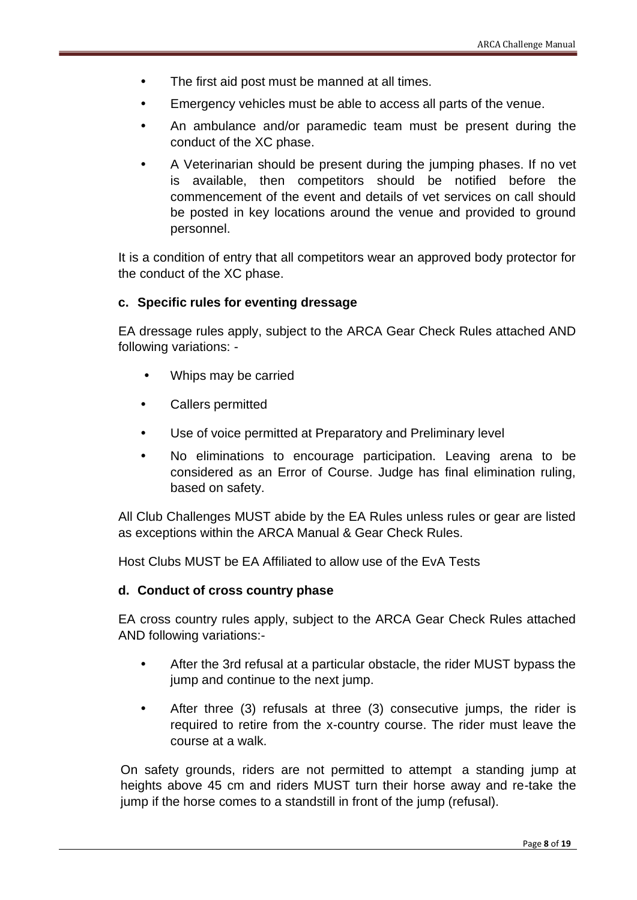- The first aid post must be manned at all times.
- Emergency vehicles must be able to access all parts of the venue.
- An ambulance and/or paramedic team must be present during the conduct of the XC phase.
- A Veterinarian should be present during the jumping phases. If no vet is available, then competitors should be notified before the commencement of the event and details of vet services on call should be posted in key locations around the venue and provided to ground personnel.

It is a condition of entry that all competitors wear an approved body protector for the conduct of the XC phase.

### c. Specific rules for eventing dressage

EA dressage rules apply, subject to the ARCA Gear Check Rules attached AND following variations: -

- Whips may be carried
- Callers permitted
- Use of voice permitted at Preparatory and Preliminary level
- No eliminations to encourage participation. Leaving arena to be considered as an Error of Course. Judge has final elimination ruling, based on safety.

All Club Challenges MUST abide by the EA Rules unless rules or gear are listed as exceptions within the ARCA Manual & Gear Check Rules.

Host Clubs MUST be EA Affiliated to allow use of the EvA Tests

### d. Conduct of cross country phase

EA cross country rules apply, subject to the ARCA Gear Check Rules attached AND following variations:-

- After the 3rd refusal at a particular obstacle, the rider MUST bypass the jump and continue to the next jump.
- After three (3) refusals at three (3) consecutive jumps, the rider is required to retire from the x-country course. The rider must leave the course at a walk.

On safety grounds, riders are not permitted to attempt a standing jump at heights above 45 cm and riders MUST turn their horse away and re-take the jump if the horse comes to a standstill in front of the jump (refusal).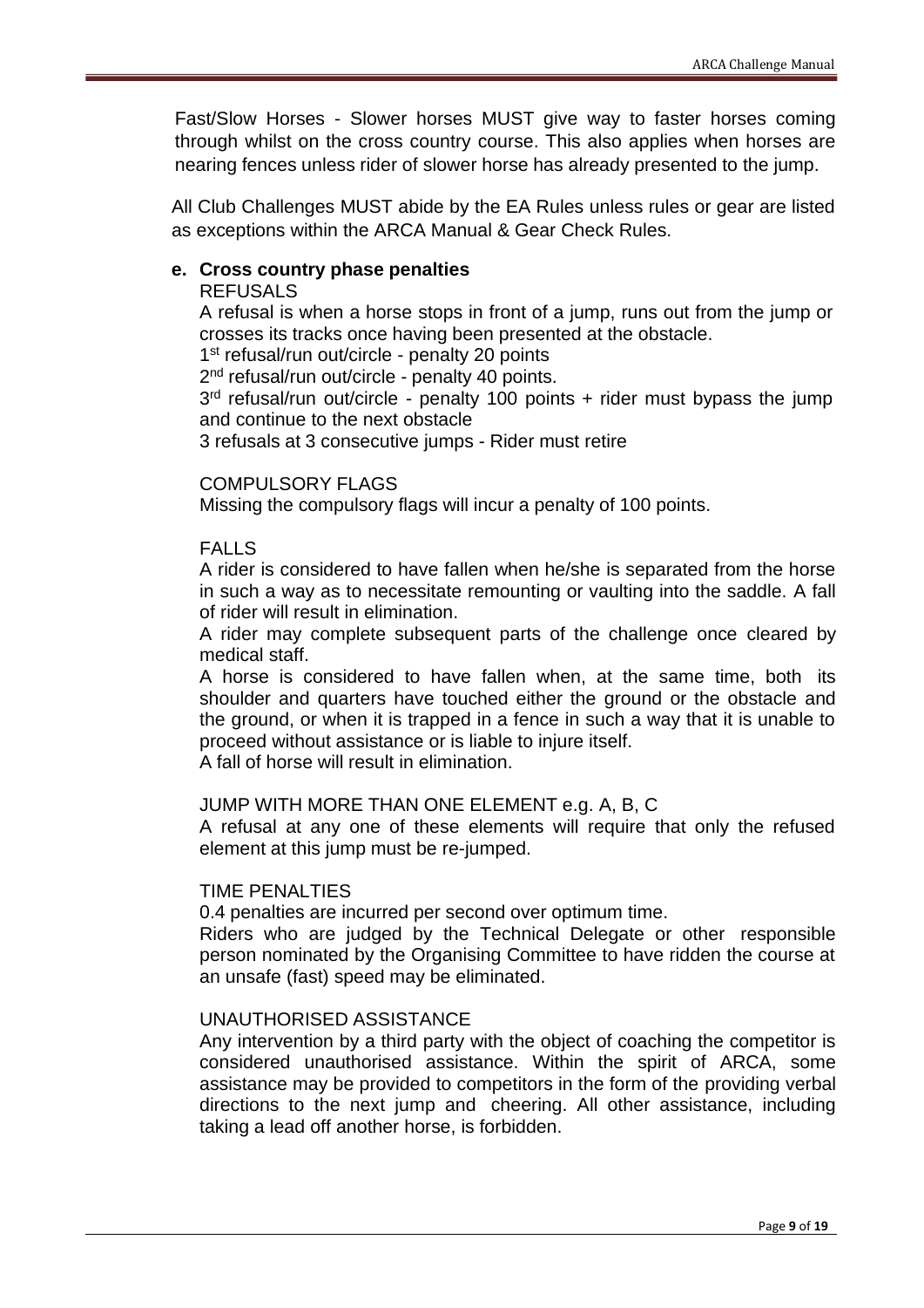Fast/Slow Horses - Slower horses MUST give way to faster horses coming through whilst on the cross country course. This also applies when horses are nearing fences unless rider of slower horse has already presented to the jump.

All Club Challenges MUST abide by the EA Rules unless rules or gear are listed as exceptions within the ARCA Manual & Gear Check Rules.

**e. Cross country phase penalties**

REFUSALS

A refusal is when a horse stops in front of a jump, runs out from the jump or crosses its tracks once having been presented at the obstacle.

1st refusal/run out/circle - penalty 20 points

2nd refusal/run out/circle - penalty 40 points.

3rd refusal/run out/circle - penalty 100 points + rider must bypass the jump and continue to the next obstacle

3 refusals at 3 consecutive jumps - Rider must retire

COMPULSORY FLAGS

Missing the compulsory flags will incur a penalty of 100 points.

FALLS

A rider is considered to have fallen when he/she is separated from the horse in such a way as to necessitate remounting or vaulting into the saddle. A fall of rider will result in elimination.

A rider may complete subsequent parts of the challenge once cleared by medical staff.

A horse is considered to have fallen when, at the same time, both its shoulder and quarters have touched either the ground or the obstacle and the ground, or when it is trapped in a fence in such a way that it is unable to proceed without assistance or is liable to injure itself.

A fall of horse will result in elimination.

JUMP WITH MORE THAN ONE ELEMENT e.g. A, B, C

A refusal at any one of these elements will require that only the refused element at this jump must be re-jumped.

TIME PENALTIES

0.4 penalties are incurred per second over optimum time.

Riders who are judged by the Technical Delegate or other responsible person nominated by the Organising Committee to have ridden the course at an unsafe (fast) speed may be eliminated.

UNAUTHORISED ASSISTANCE

Any intervention by a third party with the object of coaching the competitor is considered unauthorised assistance. Within the spirit of ARCA, some assistance may be provided to competitors in the form of the providing verbal directions to the next jump and cheering. All other assistance, including taking a lead off another horse, is forbidden.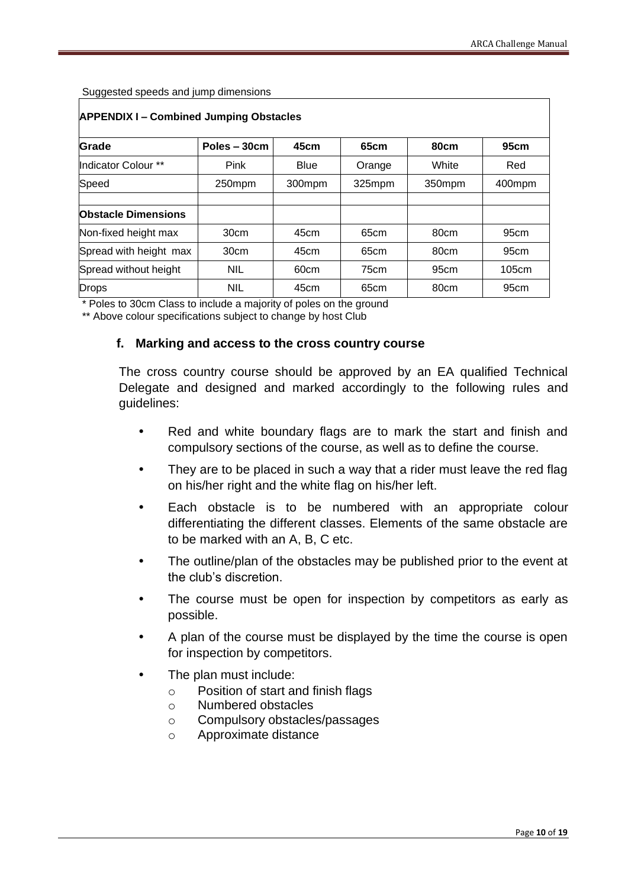Suggested speeds and jump dimensions

**APPENDIX I – Combined Jumping Obstacles**

| **Grade** | **Poles – 30cm** | **45cm** | **65cm** | **80cm** | **95cm** |
|---|---|---|---|---|---|
| Indicator Colour ** | Pink | Blue | Orange | White | Red |
| Speed | 250mpm | 300mpm | 325mpm | 350mpm | 400mpm |
| | | | | | |
| **Obstacle Dimensions** | | | | | |
| Non-fixed height max | 30cm | 45cm | 65cm | 80cm | 95cm |
| Spread with height max | 30cm | 45cm | 65cm | 80cm | 95cm |
| Spread without height | NIL | 60cm | 75cm | 95cm | 105cm |
| Drops | NIL | 45cm | 65cm | 80cm | 95cm |

\* Poles to 30cm Class to include a majority of poles on the ground

** Above colour specifications subject to change by host Club

### f. Marking and access to the cross country course

The cross country course should be approved by an EA qualified Technical Delegate and designed and marked accordingly to the following rules and guidelines:

- Red and white boundary flags are to mark the start and finish and compulsory sections of the course, as well as to define the course.
- They are to be placed in such a way that a rider must leave the red flag on his/her right and the white flag on his/her left.
- Each obstacle is to be numbered with an appropriate colour differentiating the different classes. Elements of the same obstacle are to be marked with an A, B, C etc.
- The outline/plan of the obstacles may be published prior to the event at the club's discretion.
- The course must be open for inspection by competitors as early as possible.
- A plan of the course must be displayed by the time the course is open for inspection by competitors.
- The plan must include:
  - Position of start and finish flags
  - Numbered obstacles
  - Compulsory obstacles/passages
  - Approximate distance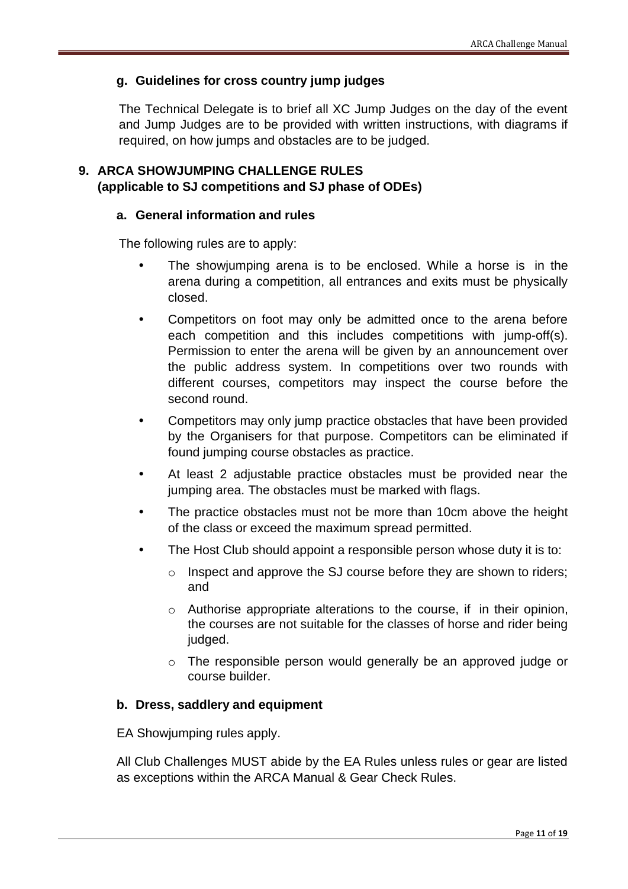### g. Guidelines for cross country jump judges

The Technical Delegate is to brief all XC Jump Judges on the day of the event and Jump Judges are to be provided with written instructions, with diagrams if required, on how jumps and obstacles are to be judged.

## 9. ARCA SHOWJUMPING CHALLENGE RULES (applicable to SJ competitions and SJ phase of ODEs)

### a. General information and rules

The following rules are to apply:

- The showjumping arena is to be enclosed. While a horse is in the arena during a competition, all entrances and exits must be physically closed.
- Competitors on foot may only be admitted once to the arena before each competition and this includes competitions with jump-off(s). Permission to enter the arena will be given by an announcement over the public address system. In competitions over two rounds with different courses, competitors may inspect the course before the second round.
- Competitors may only jump practice obstacles that have been provided by the Organisers for that purpose. Competitors can be eliminated if found jumping course obstacles as practice.
- At least 2 adjustable practice obstacles must be provided near the jumping area. The obstacles must be marked with flags.
- The practice obstacles must not be more than 10cm above the height of the class or exceed the maximum spread permitted.
- The Host Club should appoint a responsible person whose duty it is to:
  - Inspect and approve the SJ course before they are shown to riders; and
  - Authorise appropriate alterations to the course, if in their opinion, the courses are not suitable for the classes of horse and rider being judged.
  - The responsible person would generally be an approved judge or course builder.

### b. Dress, saddlery and equipment

EA Showjumping rules apply.

All Club Challenges MUST abide by the EA Rules unless rules or gear are listed as exceptions within the ARCA Manual & Gear Check Rules.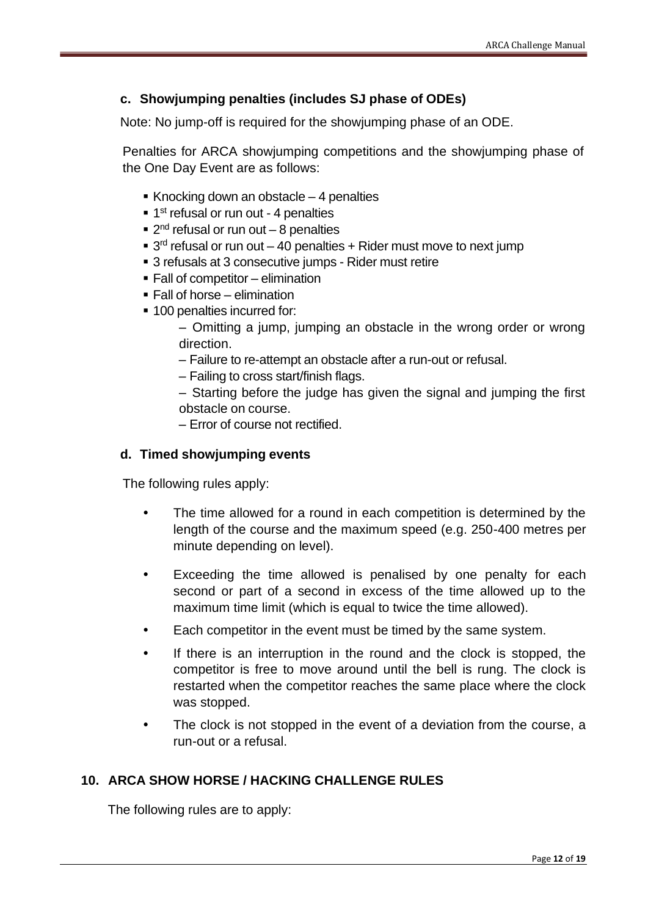### c. Showjumping penalties (includes SJ phase of ODEs)

Note: No jump-off is required for the showjumping phase of an ODE.

Penalties for ARCA showjumping competitions and the showjumping phase of the One Day Event are as follows:

- Knocking down an obstacle – 4 penalties
- 1st refusal or run out - 4 penalties
- 2nd refusal or run out – 8 penalties
- 3rd refusal or run out – 40 penalties + Rider must move to next jump
- 3 refusals at 3 consecutive jumps - Rider must retire
- Fall of competitor – elimination
- Fall of horse – elimination
- 100 penalties incurred for:
  - – Omitting a jump, jumping an obstacle in the wrong order or wrong direction.
  - – Failure to re-attempt an obstacle after a run-out or refusal.
  - – Failing to cross start/finish flags.
  - – Starting before the judge has given the signal and jumping the first obstacle on course.
  - – Error of course not rectified.

### d. Timed showjumping events

The following rules apply:

- The time allowed for a round in each competition is determined by the length of the course and the maximum speed (e.g. 250-400 metres per minute depending on level).
- Exceeding the time allowed is penalised by one penalty for each second or part of a second in excess of the time allowed up to the maximum time limit (which is equal to twice the time allowed).
- Each competitor in the event must be timed by the same system.
- If there is an interruption in the round and the clock is stopped, the competitor is free to move around until the bell is rung. The clock is restarted when the competitor reaches the same place where the clock was stopped.
- The clock is not stopped in the event of a deviation from the course, a run-out or a refusal.

## 10. ARCA SHOW HORSE / HACKING CHALLENGE RULES

The following rules are to apply: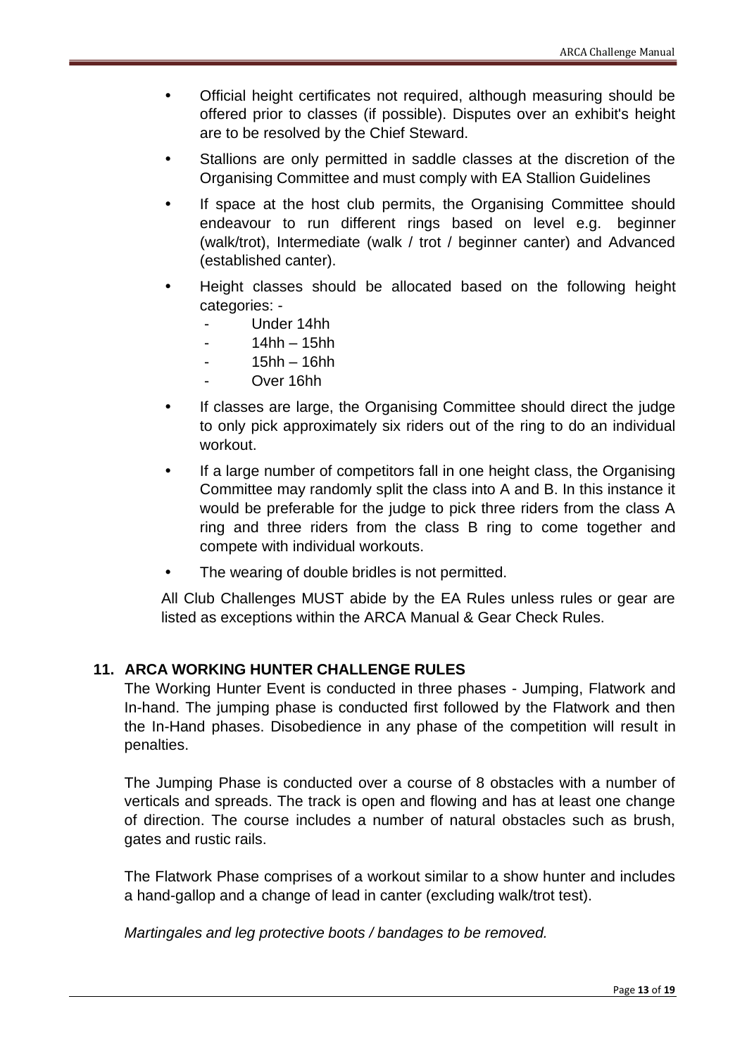- Official height certificates not required, although measuring should be offered prior to classes (if possible). Disputes over an exhibit's height are to be resolved by the Chief Steward.
- Stallions are only permitted in saddle classes at the discretion of the Organising Committee and must comply with EA Stallion Guidelines
- If space at the host club permits, the Organising Committee should endeavour to run different rings based on level e.g. beginner (walk/trot), Intermediate (walk / trot / beginner canter) and Advanced (established canter).
- Height classes should be allocated based on the following height categories: -
  - Under 14hh
  - 14hh – 15hh
  - 15hh – 16hh
  - Over 16hh
- If classes are large, the Organising Committee should direct the judge to only pick approximately six riders out of the ring to do an individual workout.
- If a large number of competitors fall in one height class, the Organising Committee may randomly split the class into A and B. In this instance it would be preferable for the judge to pick three riders from the class A ring and three riders from the class B ring to come together and compete with individual workouts.
- The wearing of double bridles is not permitted.

All Club Challenges MUST abide by the EA Rules unless rules or gear are listed as exceptions within the ARCA Manual & Gear Check Rules.

## 11. ARCA WORKING HUNTER CHALLENGE RULES

The Working Hunter Event is conducted in three phases - Jumping, Flatwork and In-hand. The jumping phase is conducted first followed by the Flatwork and then the In-Hand phases. Disobedience in any phase of the competition will result in penalties.

The Jumping Phase is conducted over a course of 8 obstacles with a number of verticals and spreads. The track is open and flowing and has at least one change of direction. The course includes a number of natural obstacles such as brush, gates and rustic rails.

The Flatwork Phase comprises of a workout similar to a show hunter and includes a hand-gallop and a change of lead in canter (excluding walk/trot test).

*Martingales and leg protective boots / bandages to be removed.*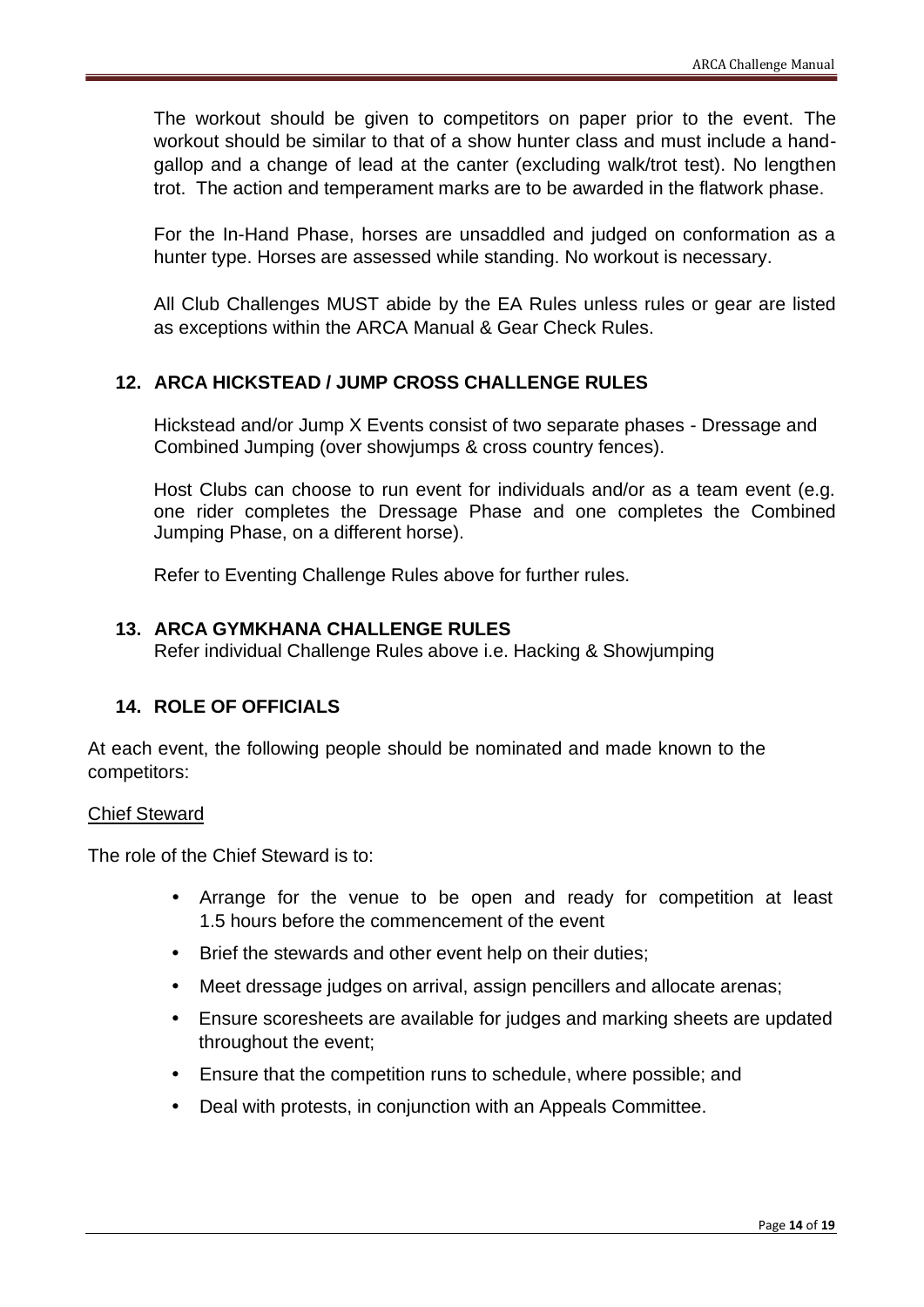The workout should be given to competitors on paper prior to the event. The workout should be similar to that of a show hunter class and must include a hand-gallop and a change of lead at the canter (excluding walk/trot test). No lengthen trot. The action and temperament marks are to be awarded in the flatwork phase.

For the In-Hand Phase, horses are unsaddled and judged on conformation as a hunter type. Horses are assessed while standing. No workout is necessary.

All Club Challenges MUST abide by the EA Rules unless rules or gear are listed as exceptions within the ARCA Manual & Gear Check Rules.

## 12. ARCA HICKSTEAD / JUMP CROSS CHALLENGE RULES

Hickstead and/or Jump X Events consist of two separate phases - Dressage and Combined Jumping (over showjumps & cross country fences).

Host Clubs can choose to run event for individuals and/or as a team event (e.g. one rider completes the Dressage Phase and one completes the Combined Jumping Phase, on a different horse).

Refer to Eventing Challenge Rules above for further rules.

## 13. ARCA GYMKHANA CHALLENGE RULES

Refer individual Challenge Rules above i.e. Hacking & Showjumping

## 14. ROLE OF OFFICIALS

At each event, the following people should be nominated and made known to the competitors:

Chief Steward

The role of the Chief Steward is to:

- Arrange for the venue to be open and ready for competition at least 1.5 hours before the commencement of the event
- Brief the stewards and other event help on their duties;
- Meet dressage judges on arrival, assign pencillers and allocate arenas;
- Ensure scoresheets are available for judges and marking sheets are updated throughout the event;
- Ensure that the competition runs to schedule, where possible; and
- Deal with protests, in conjunction with an Appeals Committee.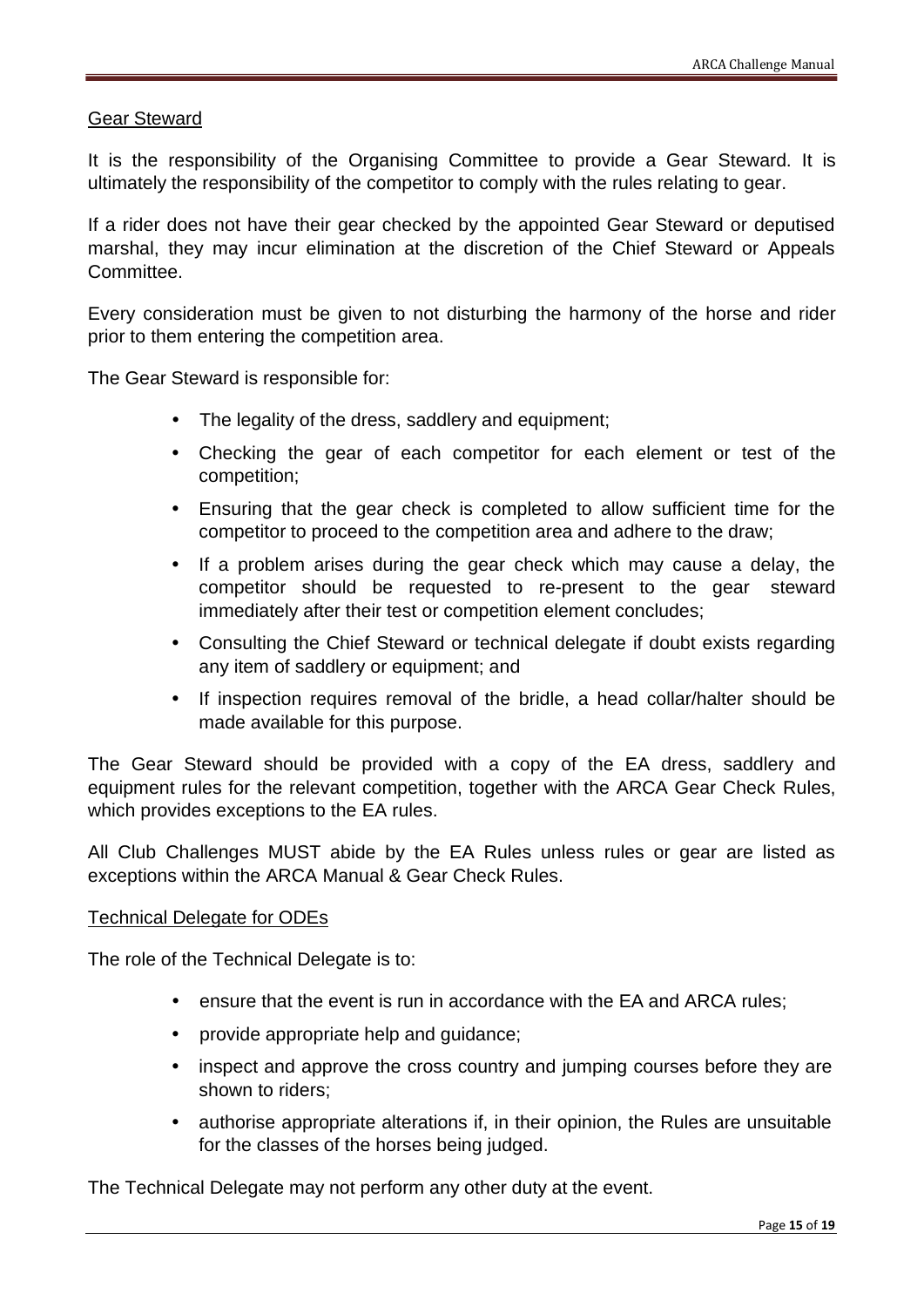## Gear Steward

It is the responsibility of the Organising Committee to provide a Gear Steward. It is ultimately the responsibility of the competitor to comply with the rules relating to gear.

If a rider does not have their gear checked by the appointed Gear Steward or deputised marshal, they may incur elimination at the discretion of the Chief Steward or Appeals Committee.

Every consideration must be given to not disturbing the harmony of the horse and rider prior to them entering the competition area.

The Gear Steward is responsible for:

- The legality of the dress, saddlery and equipment;
- Checking the gear of each competitor for each element or test of the competition;
- Ensuring that the gear check is completed to allow sufficient time for the competitor to proceed to the competition area and adhere to the draw;
- If a problem arises during the gear check which may cause a delay, the competitor should be requested to re-present to the gear steward immediately after their test or competition element concludes;
- Consulting the Chief Steward or technical delegate if doubt exists regarding any item of saddlery or equipment; and
- If inspection requires removal of the bridle, a head collar/halter should be made available for this purpose.

The Gear Steward should be provided with a copy of the EA dress, saddlery and equipment rules for the relevant competition, together with the ARCA Gear Check Rules, which provides exceptions to the EA rules.

All Club Challenges MUST abide by the EA Rules unless rules or gear are listed as exceptions within the ARCA Manual & Gear Check Rules.

## Technical Delegate for ODEs

The role of the Technical Delegate is to:

- ensure that the event is run in accordance with the EA and ARCA rules;
- provide appropriate help and guidance;
- inspect and approve the cross country and jumping courses before they are shown to riders;
- authorise appropriate alterations if, in their opinion, the Rules are unsuitable for the classes of the horses being judged.

The Technical Delegate may not perform any other duty at the event.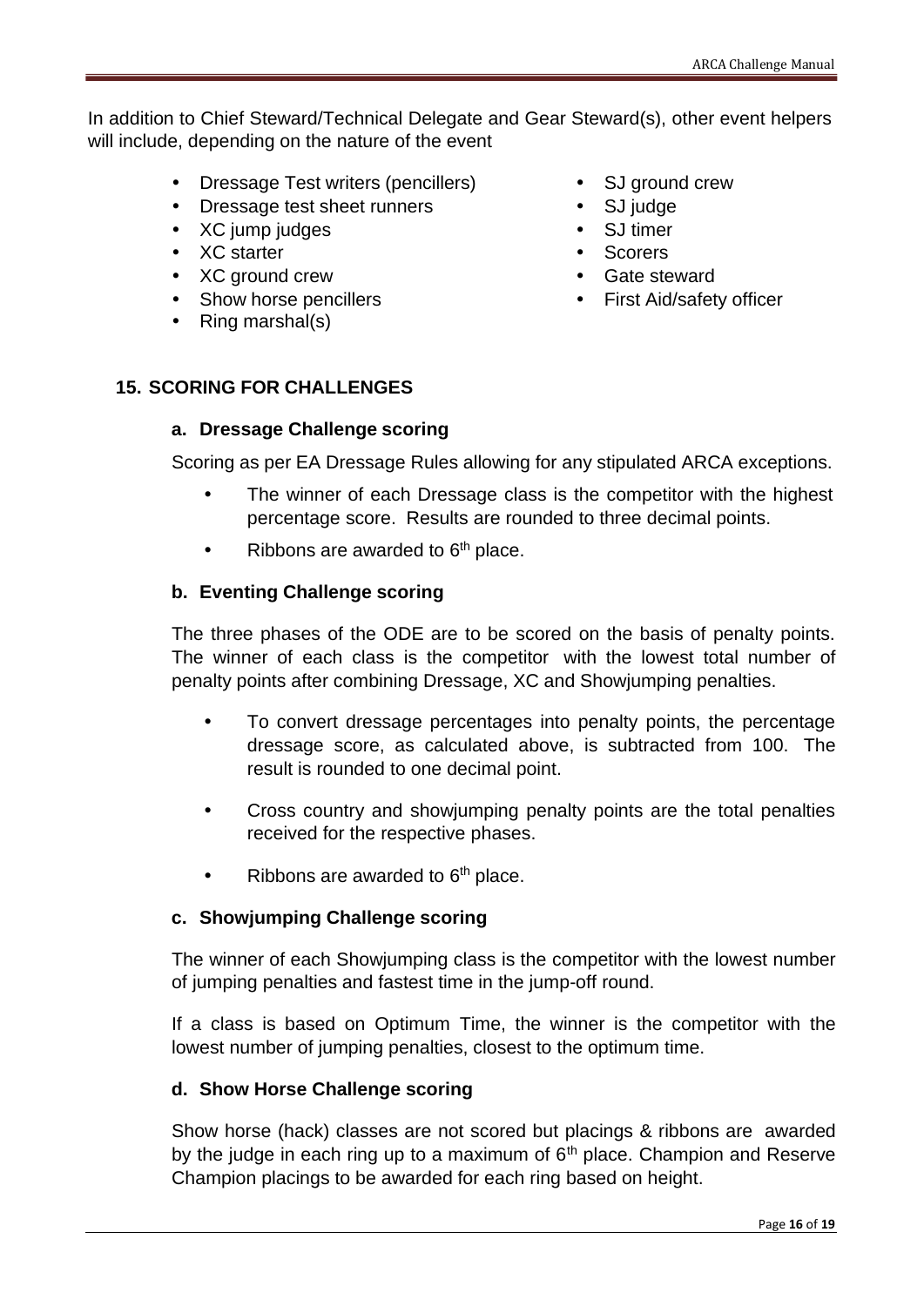In addition to Chief Steward/Technical Delegate and Gear Steward(s), other event helpers will include, depending on the nature of the event

- Dressage Test writers (pencillers)
- Dressage test sheet runners
- XC jump judges
- XC starter
- XC ground crew
- Show horse pencillers
- Ring marshal(s)
- SJ ground crew
- SJ judge
- SJ timer
- Scorers
- Gate steward
- First Aid/safety officer

## 15. SCORING FOR CHALLENGES

### a. Dressage Challenge scoring

Scoring as per EA Dressage Rules allowing for any stipulated ARCA exceptions.

- The winner of each Dressage class is the competitor with the highest percentage score. Results are rounded to three decimal points.
- Ribbons are awarded to 6th place.

### b. Eventing Challenge scoring

The three phases of the ODE are to be scored on the basis of penalty points. The winner of each class is the competitor with the lowest total number of penalty points after combining Dressage, XC and Showjumping penalties.

- To convert dressage percentages into penalty points, the percentage dressage score, as calculated above, is subtracted from 100. The result is rounded to one decimal point.
- Cross country and showjumping penalty points are the total penalties received for the respective phases.
- Ribbons are awarded to 6th place.

### c. Showjumping Challenge scoring

The winner of each Showjumping class is the competitor with the lowest number of jumping penalties and fastest time in the jump-off round.

If a class is based on Optimum Time, the winner is the competitor with the lowest number of jumping penalties, closest to the optimum time.

### d. Show Horse Challenge scoring

Show horse (hack) classes are not scored but placings & ribbons are awarded by the judge in each ring up to a maximum of 6th place. Champion and Reserve Champion placings to be awarded for each ring based on height.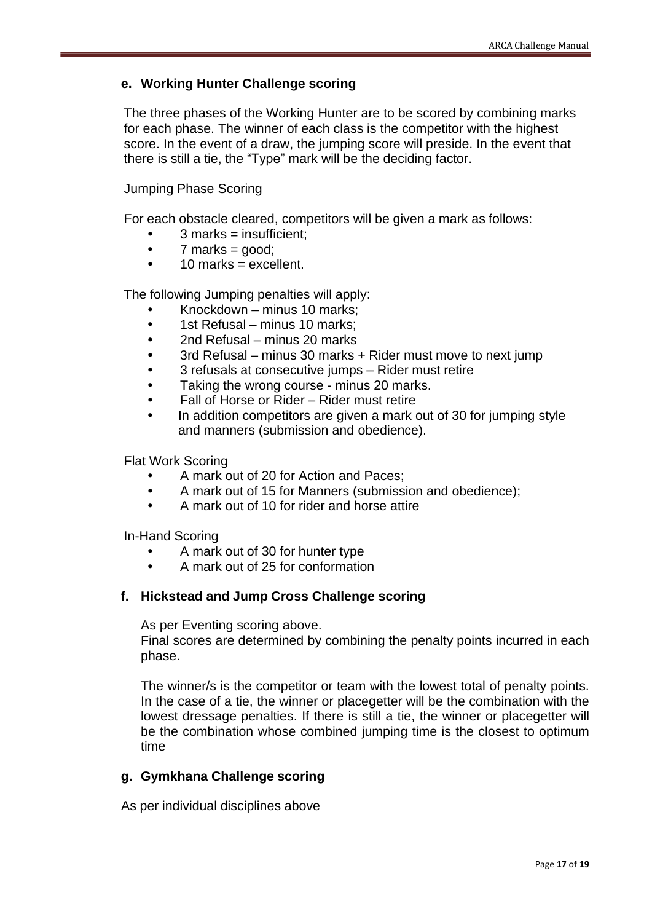### e. Working Hunter Challenge scoring

The three phases of the Working Hunter are to be scored by combining marks for each phase. The winner of each class is the competitor with the highest score. In the event of a draw, the jumping score will preside. In the event that there is still a tie, the "Type" mark will be the deciding factor.

Jumping Phase Scoring

For each obstacle cleared, competitors will be given a mark as follows:

- 3 marks = insufficient;
- 7 marks = good;
- 10 marks = excellent.

The following Jumping penalties will apply:

- Knockdown – minus 10 marks;
- 1st Refusal – minus 10 marks;
- 2nd Refusal – minus 20 marks
- 3rd Refusal – minus 30 marks + Rider must move to next jump
- 3 refusals at consecutive jumps – Rider must retire
- Taking the wrong course - minus 20 marks.
- Fall of Horse or Rider – Rider must retire
- In addition competitors are given a mark out of 30 for jumping style and manners (submission and obedience).

Flat Work Scoring

- A mark out of 20 for Action and Paces;
- A mark out of 15 for Manners (submission and obedience);
- A mark out of 10 for rider and horse attire

In-Hand Scoring

- A mark out of 30 for hunter type
- A mark out of 25 for conformation

### f. Hickstead and Jump Cross Challenge scoring

As per Eventing scoring above.
Final scores are determined by combining the penalty points incurred in each phase.

The winner/s is the competitor or team with the lowest total of penalty points. In the case of a tie, the winner or placegetter will be the combination with the lowest dressage penalties. If there is still a tie, the winner or placegetter will be the combination whose combined jumping time is the closest to optimum time

### g. Gymkhana Challenge scoring

As per individual disciplines above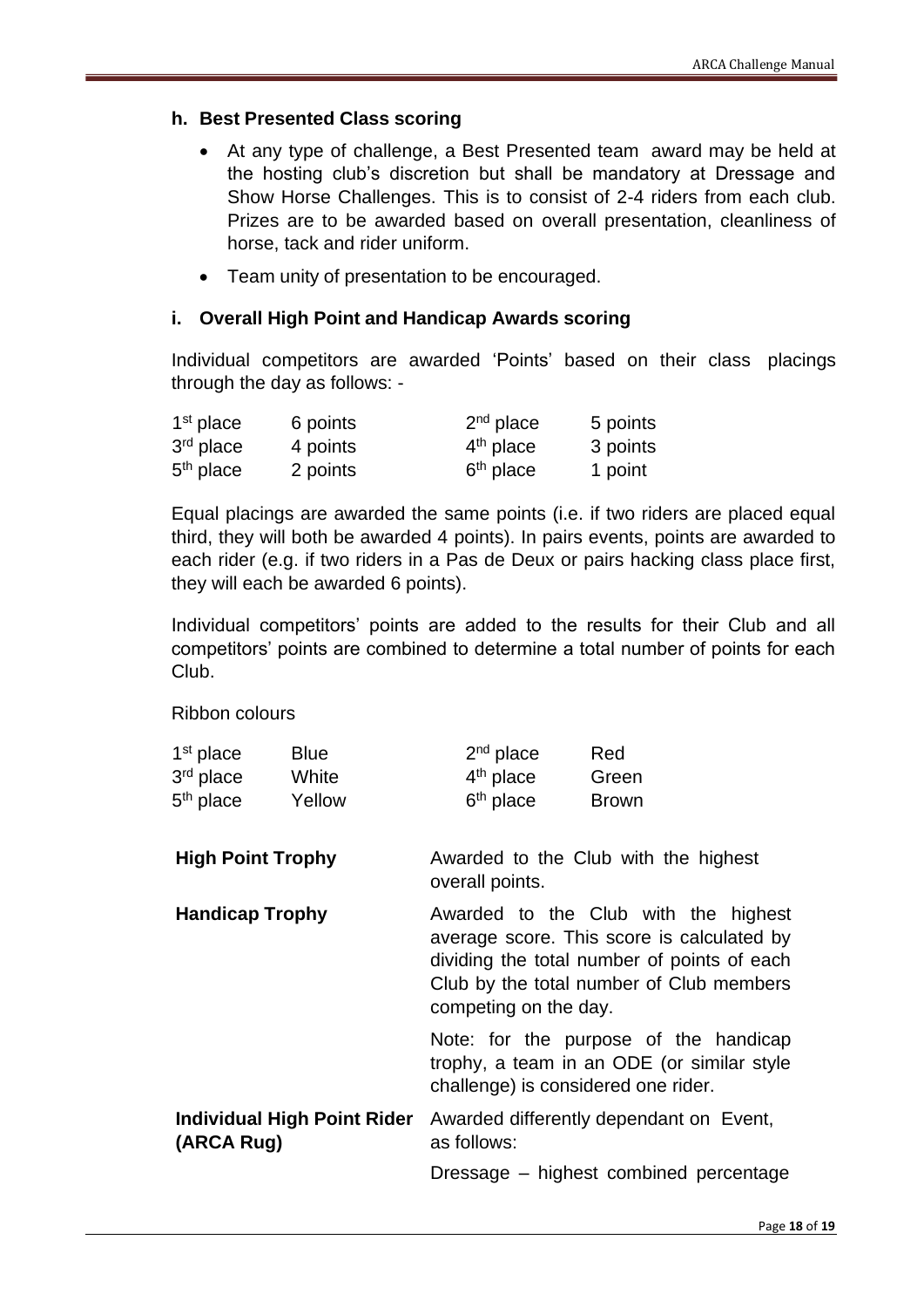### h. Best Presented Class scoring

- At any type of challenge, a Best Presented team award may be held at the hosting club's discretion but shall be mandatory at Dressage and Show Horse Challenges. This is to consist of 2-4 riders from each club. Prizes are to be awarded based on overall presentation, cleanliness of horse, tack and rider uniform.
- Team unity of presentation to be encouraged.

### i. Overall High Point and Handicap Awards scoring

Individual competitors are awarded 'Points' based on their class placings through the day as follows: -

| | | | |
|---|---|---|---|
| 1st place | 6 points | 2nd place | 5 points |
| 3rd place | 4 points | 4th place | 3 points |
| 5th place | 2 points | 6th place | 1 point |

Equal placings are awarded the same points (i.e. if two riders are placed equal third, they will both be awarded 4 points). In pairs events, points are awarded to each rider (e.g. if two riders in a Pas de Deux or pairs hacking class place first, they will each be awarded 6 points).

Individual competitors' points are added to the results for their Club and all competitors' points are combined to determine a total number of points for each Club.

Ribbon colours

| | | | |
|---|---|---|---|
| 1st place | Blue | 2nd place | Red |
| 3rd place | White | 4th place | Green |
| 5th place | Yellow | 6th place | Brown |

| | |
|---|---|
| **High Point Trophy** | Awarded to the Club with the highest overall points. |
| **Handicap Trophy** | Awarded to the Club with the highest average score. This score is calculated by dividing the total number of points of each Club by the total number of Club members competing on the day.<br><br>Note: for the purpose of the handicap trophy, a team in an ODE (or similar style challenge) is considered one rider. |
| **Individual High Point Rider (ARCA Rug)** | Awarded differently dependant on Event, as follows:<br><br>Dressage – highest combined percentage |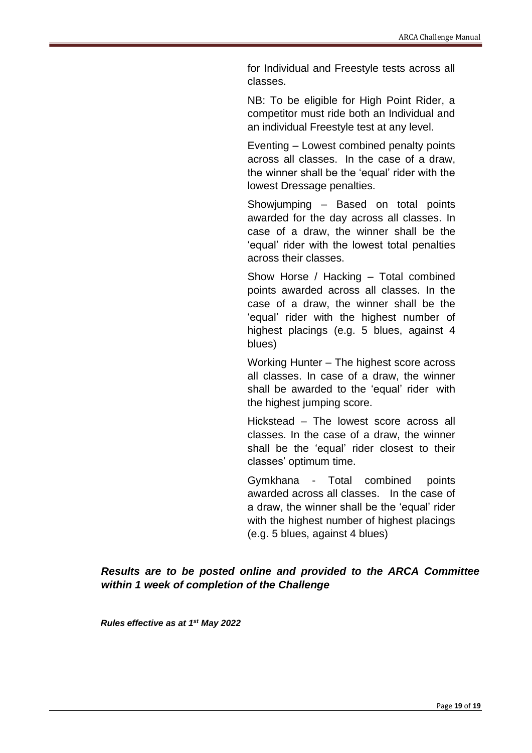for Individual and Freestyle tests across all classes.

NB: To be eligible for High Point Rider, a competitor must ride both an Individual and an individual Freestyle test at any level.

Eventing – Lowest combined penalty points across all classes. In the case of a draw, the winner shall be the 'equal' rider with the lowest Dressage penalties.

Showjumping – Based on total points awarded for the day across all classes. In case of a draw, the winner shall be the 'equal' rider with the lowest total penalties across their classes.

Show Horse / Hacking – Total combined points awarded across all classes. In the case of a draw, the winner shall be the 'equal' rider with the highest number of highest placings (e.g. 5 blues, against 4 blues)

Working Hunter – The highest score across all classes. In case of a draw, the winner shall be awarded to the 'equal' rider with the highest jumping score.

Hickstead – The lowest score across all classes. In the case of a draw, the winner shall be the 'equal' rider closest to their classes' optimum time.

Gymkhana - Total combined points awarded across all classes. In the case of a draw, the winner shall be the 'equal' rider with the highest number of highest placings (e.g. 5 blues, against 4 blues)

***Results are to be posted online and provided to the ARCA Committee within 1 week of completion of the Challenge***

***Rules effective as at 1st May 2022***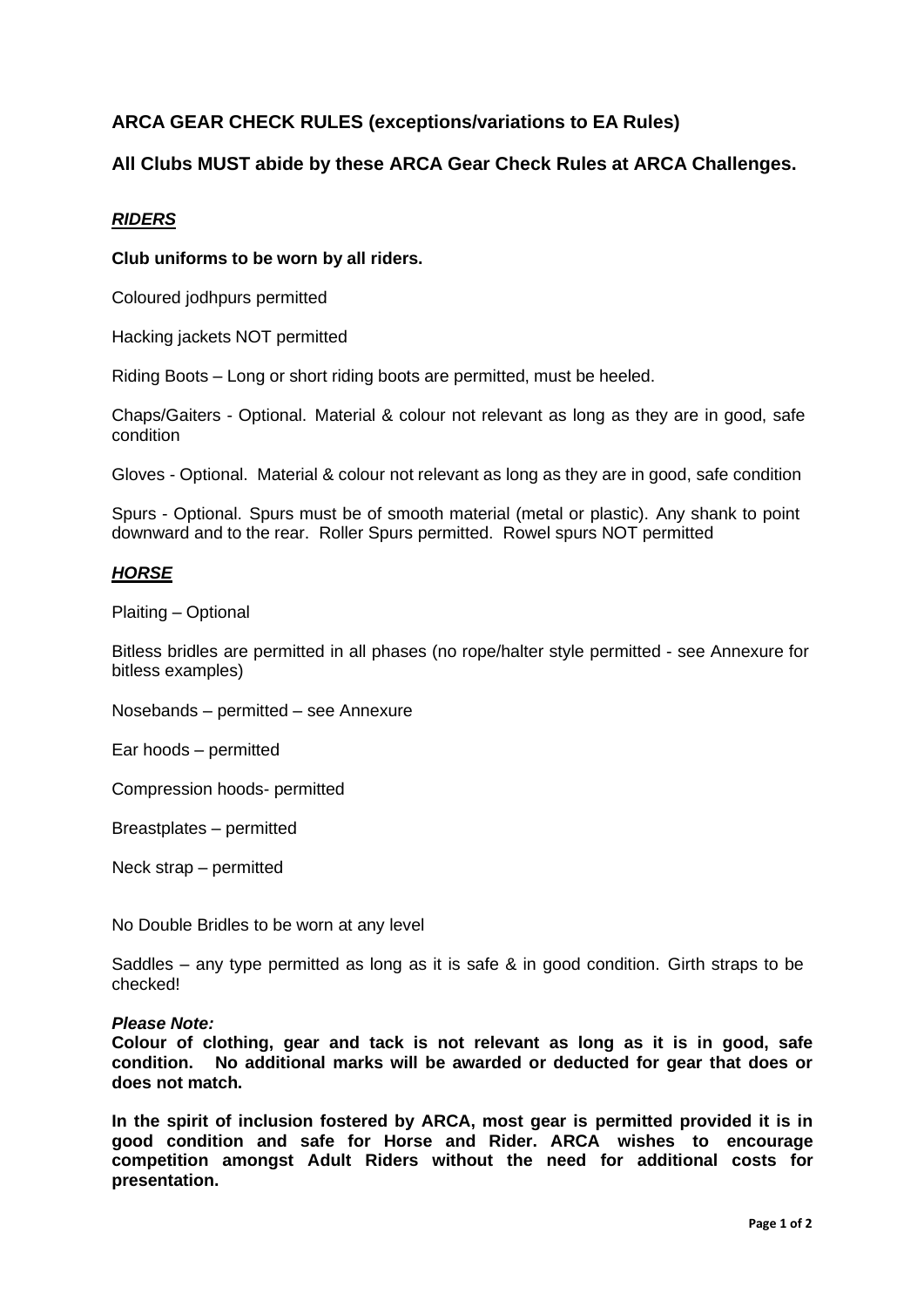## ARCA GEAR CHECK RULES (exceptions/variations to EA Rules)

## All Clubs MUST abide by these ARCA Gear Check Rules at ARCA Challenges.

### ***RIDERS***

**Club uniforms to be worn by all riders.**

Coloured jodhpurs permitted

Hacking jackets NOT permitted

Riding Boots – Long or short riding boots are permitted, must be heeled.

Chaps/Gaiters - Optional. Material & colour not relevant as long as they are in good, safe condition

Gloves - Optional. Material & colour not relevant as long as they are in good, safe condition

Spurs - Optional. Spurs must be of smooth material (metal or plastic). Any shank to point downward and to the rear. Roller Spurs permitted. Rowel spurs NOT permitted

### ***HORSE***

Plaiting – Optional

Bitless bridles are permitted in all phases (no rope/halter style permitted - see Annexure for bitless examples)

Nosebands – permitted – see Annexure

Ear hoods – permitted

Compression hoods- permitted

Breastplates – permitted

Neck strap – permitted

No Double Bridles to be worn at any level

Saddles – any type permitted as long as it is safe & in good condition. Girth straps to be checked!

***Please Note:***

**Colour of clothing, gear and tack is not relevant as long as it is in good, safe condition. No additional marks will be awarded or deducted for gear that does or does not match.**

**In the spirit of inclusion fostered by ARCA, most gear is permitted provided it is in good condition and safe for Horse and Rider. ARCA wishes to encourage competition amongst Adult Riders without the need for additional costs for presentation.**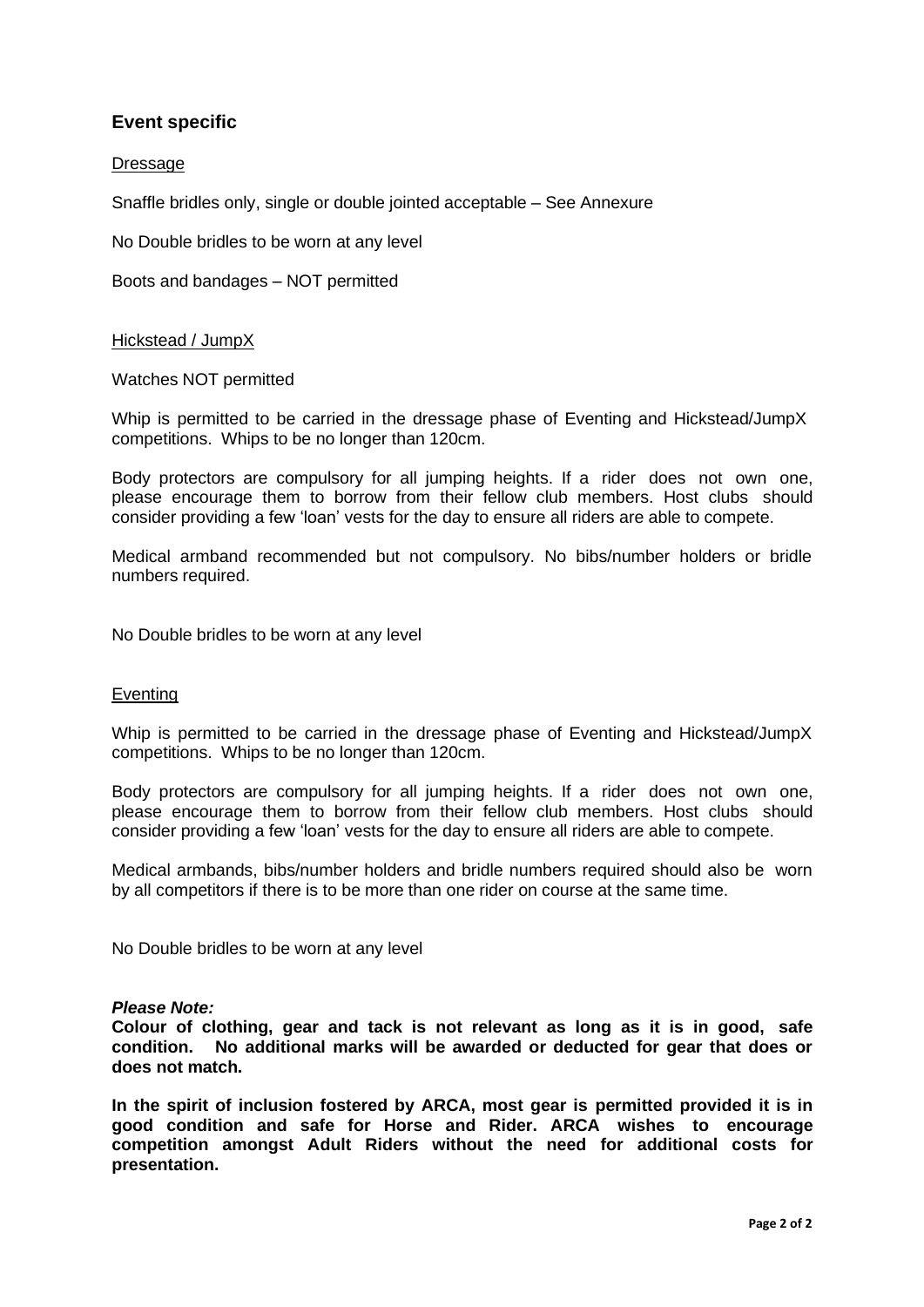## Event specific

### Dressage

Snaffle bridles only, single or double jointed acceptable – See Annexure

No Double bridles to be worn at any level

Boots and bandages – NOT permitted

### Hickstead / JumpX

Watches NOT permitted

Whip is permitted to be carried in the dressage phase of Eventing and Hickstead/JumpX competitions. Whips to be no longer than 120cm.

Body protectors are compulsory for all jumping heights. If a rider does not own one, please encourage them to borrow from their fellow club members. Host clubs should consider providing a few 'loan' vests for the day to ensure all riders are able to compete.

Medical armband recommended but not compulsory. No bibs/number holders or bridle numbers required.

No Double bridles to be worn at any level

### Eventing

Whip is permitted to be carried in the dressage phase of Eventing and Hickstead/JumpX competitions. Whips to be no longer than 120cm.

Body protectors are compulsory for all jumping heights. If a rider does not own one, please encourage them to borrow from their fellow club members. Host clubs should consider providing a few 'loan' vests for the day to ensure all riders are able to compete.

Medical armbands, bibs/number holders and bridle numbers required should also be worn by all competitors if there is to be more than one rider on course at the same time.

No Double bridles to be worn at any level

***Please Note:***

**Colour of clothing, gear and tack is not relevant as long as it is in good, safe condition. No additional marks will be awarded or deducted for gear that does or does not match.**

**In the spirit of inclusion fostered by ARCA, most gear is permitted provided it is in good condition and safe for Horse and Rider. ARCA wishes to encourage competition amongst Adult Riders without the need for additional costs for presentation.**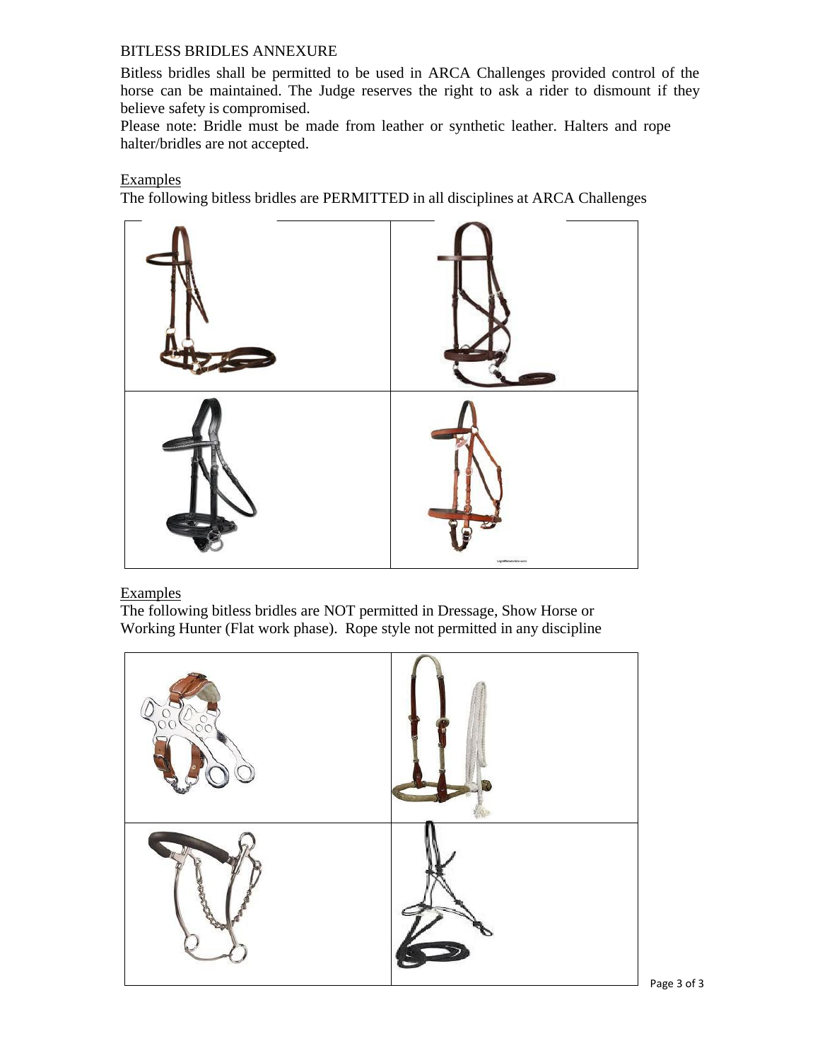BITLESS BRIDLES ANNEXURE

Bitless bridles shall be permitted to be used in ARCA Challenges provided control of the horse can be maintained. The Judge reserves the right to ask a rider to dismount if they believe safety is compromised.

Please note: Bridle must be made from leather or synthetic leather. Halters and rope halter/bridles are not accepted.

<u>Examples</u>

The following bitless bridles are PERMITTED in all disciplines at ARCA Challenges

<u>Examples</u>

The following bitless bridles are NOT permitted in Dressage, Show Horse or Working Hunter (Flat work phase). Rope style not permitted in any discipline